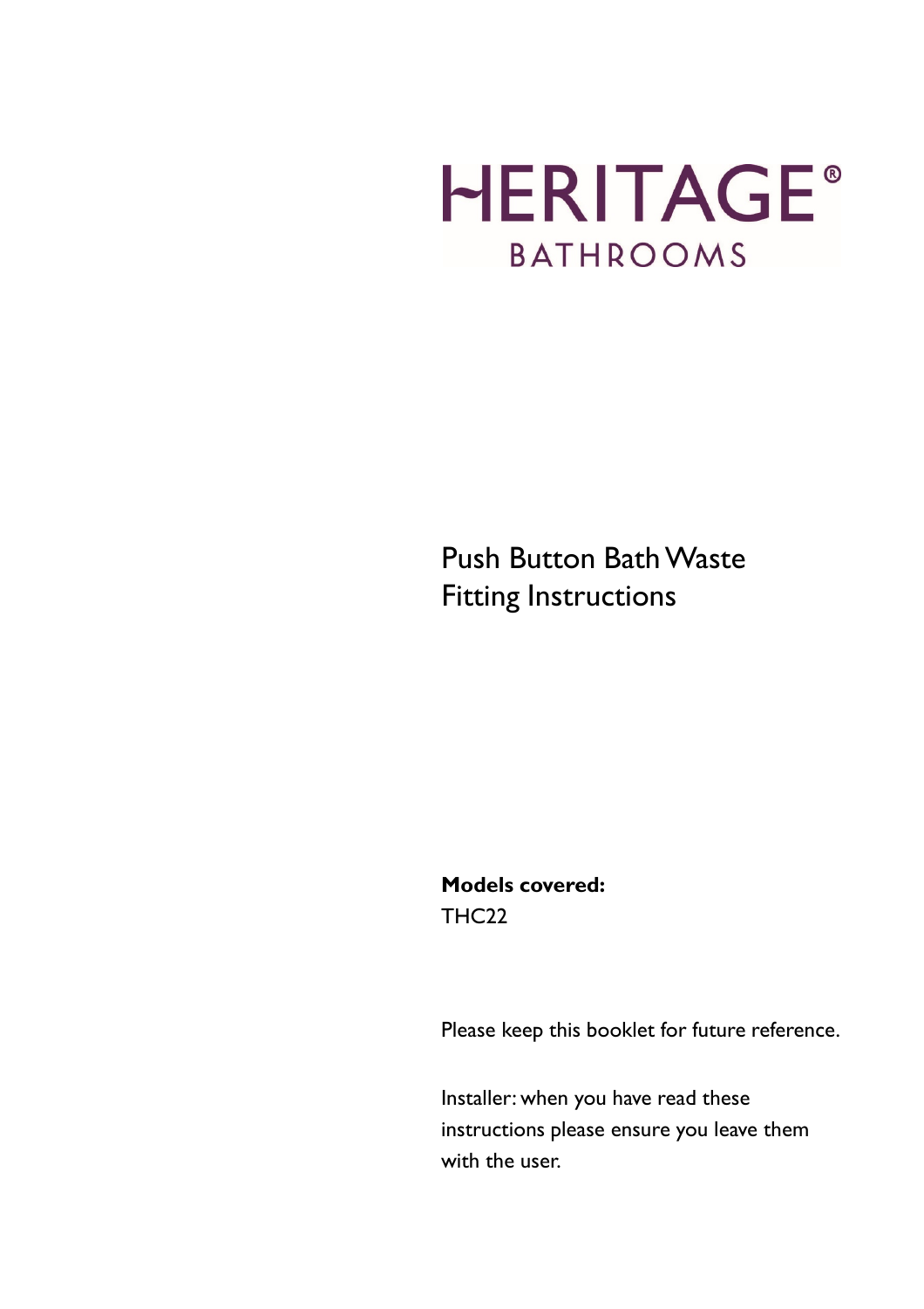# HERITAGE®

BATHROOMS

## Push Button Bath Waste Fitting Instructions

**Models covered:**
THC22

Please keep this booklet for future reference.

Installer: when you have read these instructions please ensure you leave them with the user.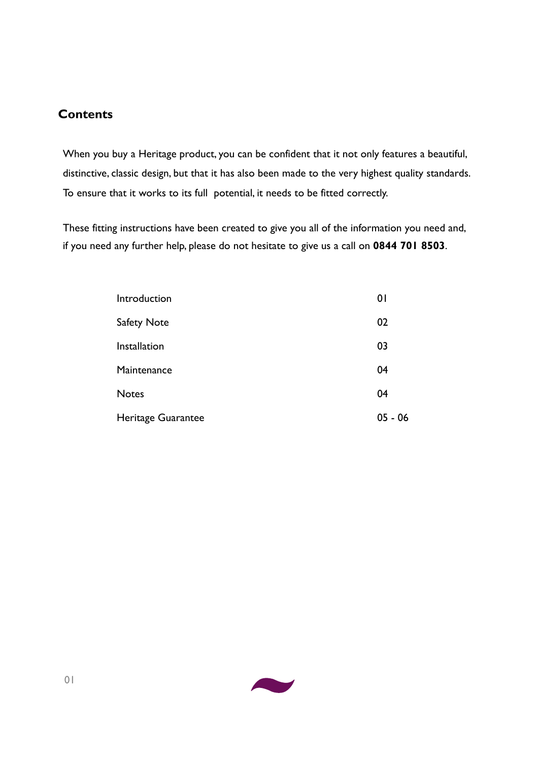## Contents

When you buy a Heritage product, you can be confident that it not only features a beautiful, distinctive, classic design, but that it has also been made to the very highest quality standards. To ensure that it works to its full potential, it needs to be fitted correctly.

These fitting instructions have been created to give you all of the information you need and, if you need any further help, please do not hesitate to give us a call on **0844 701 8503**.

| | |
|---|---|
| Introduction | 01 |
| Safety Note | 02 |
| Installation | 03 |
| Maintenance | 04 |
| Notes | 04 |
| Heritage Guarantee | 05 - 06 |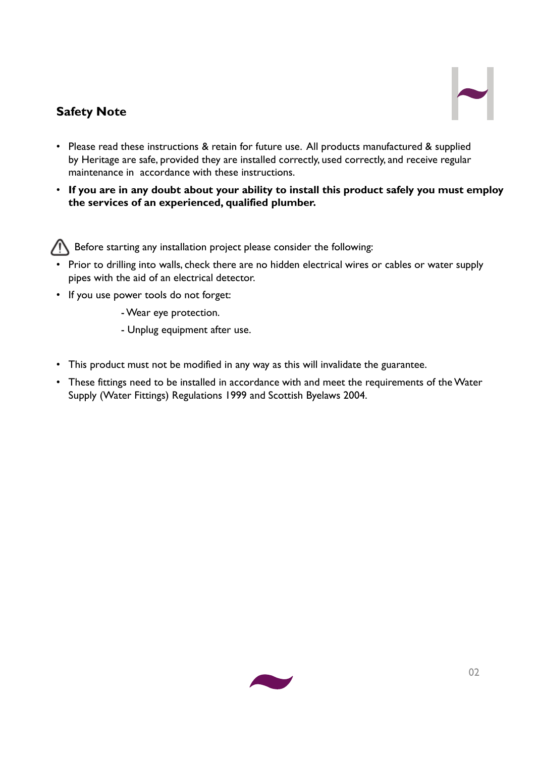## Safety Note

- Please read these instructions & retain for future use. All products manufactured & supplied by Heritage are safe, provided they are installed correctly, used correctly, and receive regular maintenance in accordance with these instructions.
- **If you are in any doubt about your ability to install this product safely you must employ the services of an experienced, qualified plumber.**

⚠ Before starting any installation project please consider the following:

- Prior to drilling into walls, check there are no hidden electrical wires or cables or water supply pipes with the aid of an electrical detector.
- If you use power tools do not forget:
  - Wear eye protection.
  - Unplug equipment after use.
- This product must not be modified in any way as this will invalidate the guarantee.
- These fittings need to be installed in accordance with and meet the requirements of the Water Supply (Water Fittings) Regulations 1999 and Scottish Byelaws 2004.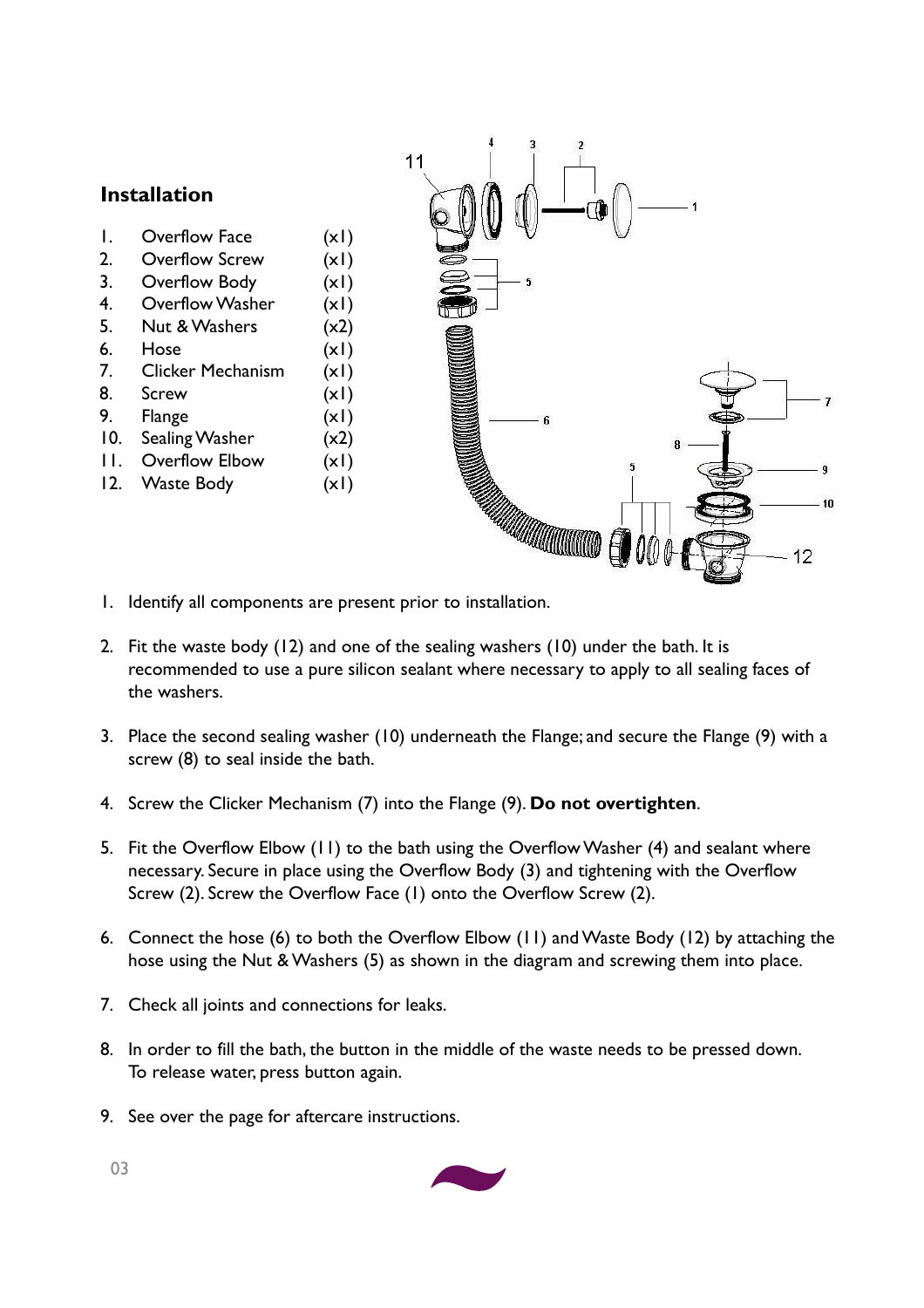## Installation

1. Overflow Face (x1)
2. Overflow Screw (x1)
3. Overflow Body (x1)
4. Overflow Washer (x1)
5. Nut & Washers (x2)
6. Hose (x1)
7. Clicker Mechanism (x1)
8. Screw (x1)
9. Flange (x1)
10. Sealing Washer (x2)
11. Overflow Elbow (x1)
12. Waste Body (x1)

1. Identify all components are present prior to installation.

2. Fit the waste body (12) and one of the sealing washers (10) under the bath. It is recommended to use a pure silicon sealant where necessary to apply to all sealing faces of the washers.

3. Place the second sealing washer (10) underneath the Flange; and secure the Flange (9) with a screw (8) to seal inside the bath.

4. Screw the Clicker Mechanism (7) into the Flange (9). **Do not overtighten**.

5. Fit the Overflow Elbow (11) to the bath using the Overflow Washer (4) and sealant where necessary. Secure in place using the Overflow Body (3) and tightening with the Overflow Screw (2). Screw the Overflow Face (1) onto the Overflow Screw (2).

6. Connect the hose (6) to both the Overflow Elbow (11) and Waste Body (12) by attaching the hose using the Nut & Washers (5) as shown in the diagram and screwing them into place.

7. Check all joints and connections for leaks.

8. In order to fill the bath, the button in the middle of the waste needs to be pressed down. To release water, press button again.

9. See over the page for aftercare instructions.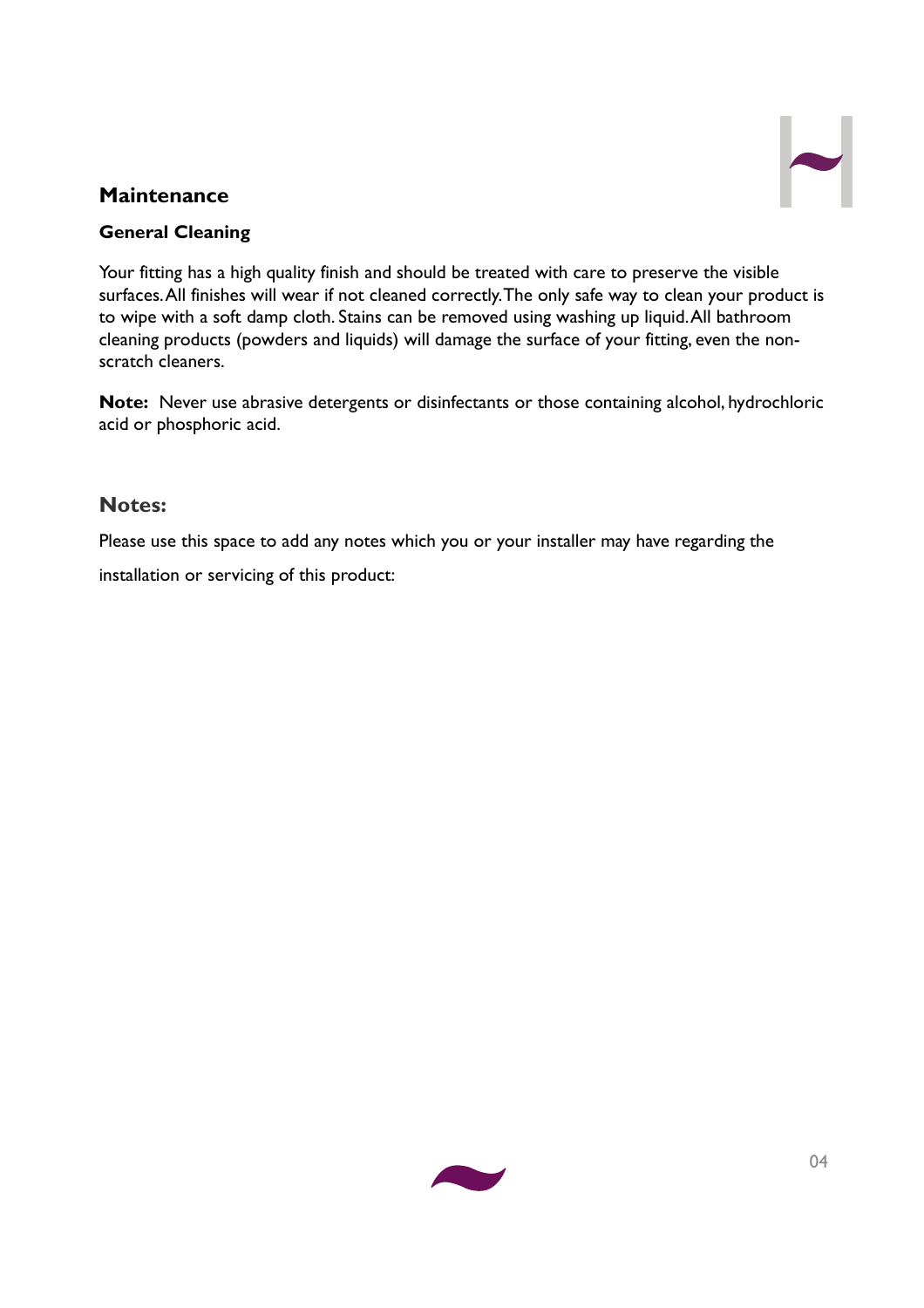## Maintenance

### General Cleaning

Your fitting has a high quality finish and should be treated with care to preserve the visible surfaces. All finishes will wear if not cleaned correctly. The only safe way to clean your product is to wipe with a soft damp cloth. Stains can be removed using washing up liquid. All bathroom cleaning products (powders and liquids) will damage the surface of your fitting, even the non-scratch cleaners.

**Note:** Never use abrasive detergents or disinfectants or those containing alcohol, hydrochloric acid or phosphoric acid.

## Notes:

Please use this space to add any notes which you or your installer may have regarding the installation or servicing of this product: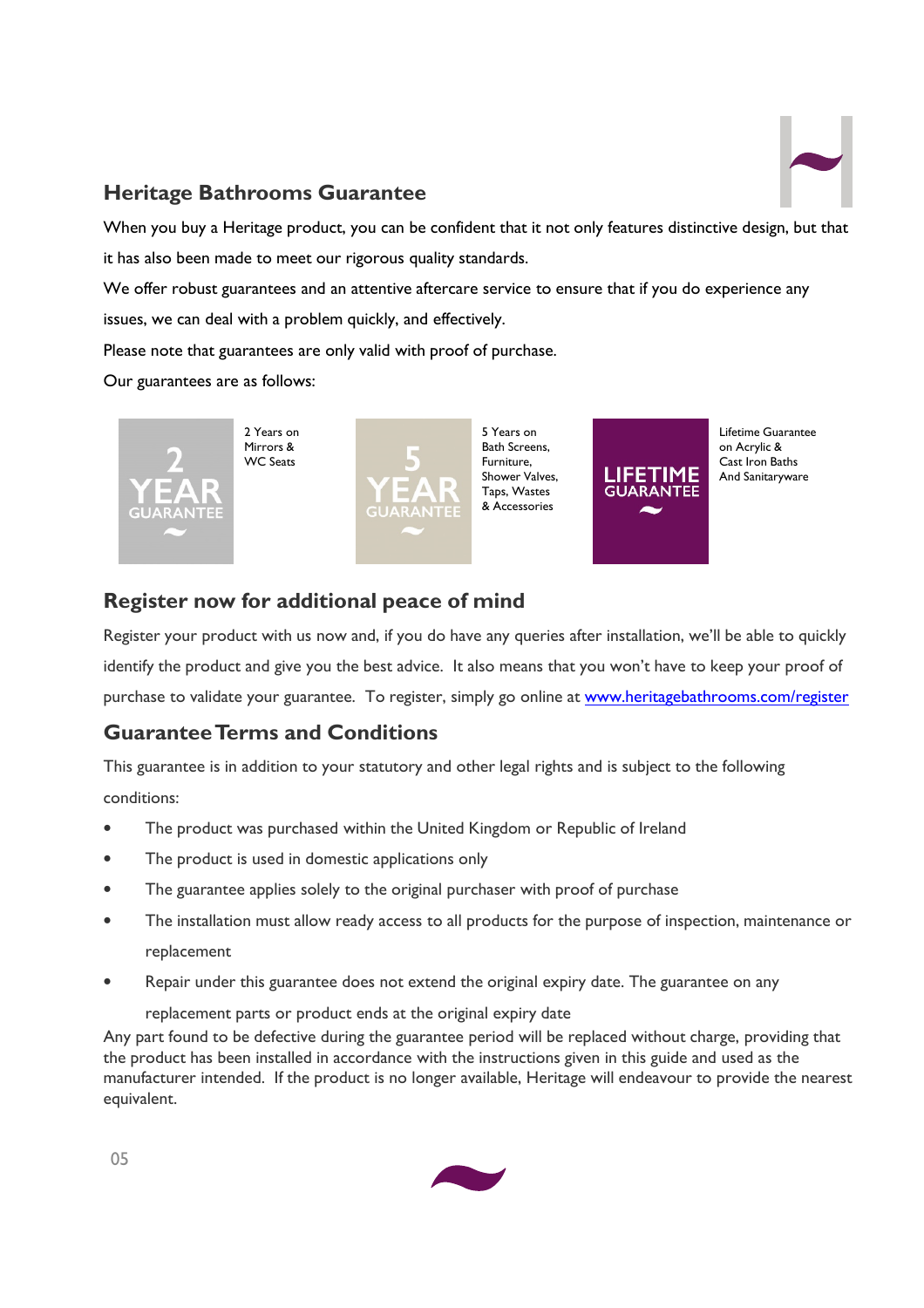## Heritage Bathrooms Guarantee

When you buy a Heritage product, you can be confident that it not only features distinctive design, but that it has also been made to meet our rigorous quality standards.

We offer robust guarantees and an attentive aftercare service to ensure that if you do experience any issues, we can deal with a problem quickly, and effectively.

Please note that guarantees are only valid with proof of purchase.

Our guarantees are as follows:

**2 YEAR GUARANTEE** — 2 Years on Mirrors & WC Seats

**5 YEAR GUARANTEE** — 5 Years on Bath Screens, Furniture, Shower Valves, Taps, Wastes & Accessories

**LIFETIME GUARANTEE** — Lifetime Guarantee on Acrylic & Cast Iron Baths And Sanitaryware

## Register now for additional peace of mind

Register your product with us now and, if you do have any queries after installation, we'll be able to quickly identify the product and give you the best advice. It also means that you won't have to keep your proof of purchase to validate your guarantee. To register, simply go online at www.heritagebathrooms.com/register

## Guarantee Terms and Conditions

This guarantee is in addition to your statutory and other legal rights and is subject to the following conditions:

- The product was purchased within the United Kingdom or Republic of Ireland
- The product is used in domestic applications only
- The guarantee applies solely to the original purchaser with proof of purchase
- The installation must allow ready access to all products for the purpose of inspection, maintenance or replacement
- Repair under this guarantee does not extend the original expiry date. The guarantee on any replacement parts or product ends at the original expiry date

Any part found to be defective during the guarantee period will be replaced without charge, providing that the product has been installed in accordance with the instructions given in this guide and used as the manufacturer intended. If the product is no longer available, Heritage will endeavour to provide the nearest equivalent.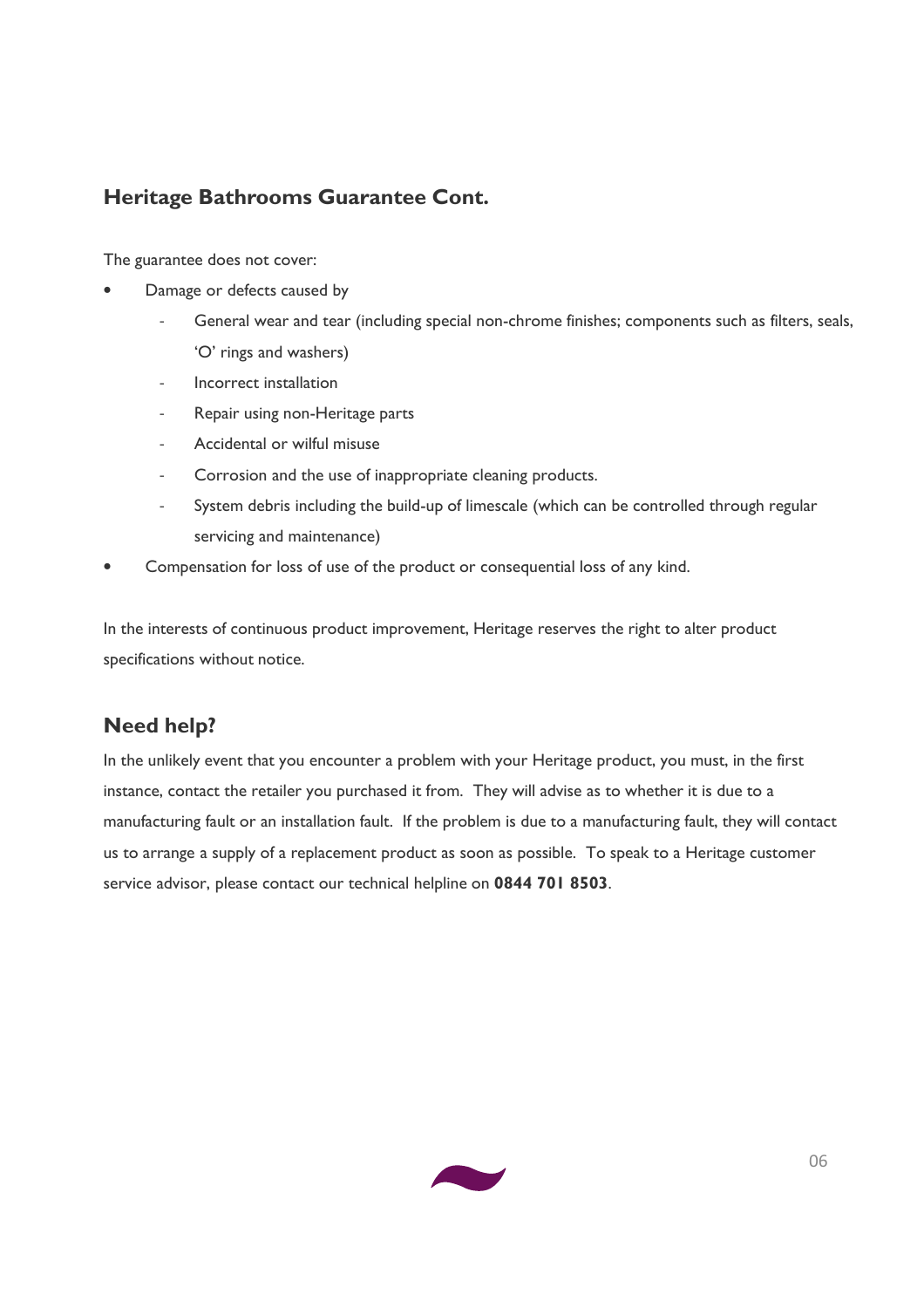## Heritage Bathrooms Guarantee Cont.

The guarantee does not cover:

- Damage or defects caused by
  - General wear and tear (including special non-chrome finishes; components such as filters, seals, 'O' rings and washers)
  - Incorrect installation
  - Repair using non-Heritage parts
  - Accidental or wilful misuse
  - Corrosion and the use of inappropriate cleaning products.
  - System debris including the build-up of limescale (which can be controlled through regular servicing and maintenance)
- Compensation for loss of use of the product or consequential loss of any kind.

In the interests of continuous product improvement, Heritage reserves the right to alter product specifications without notice.

## Need help?

In the unlikely event that you encounter a problem with your Heritage product, you must, in the first instance, contact the retailer you purchased it from. They will advise as to whether it is due to a manufacturing fault or an installation fault. If the problem is due to a manufacturing fault, they will contact us to arrange a supply of a replacement product as soon as possible. To speak to a Heritage customer service advisor, please contact our technical helpline on **0844 701 8503**.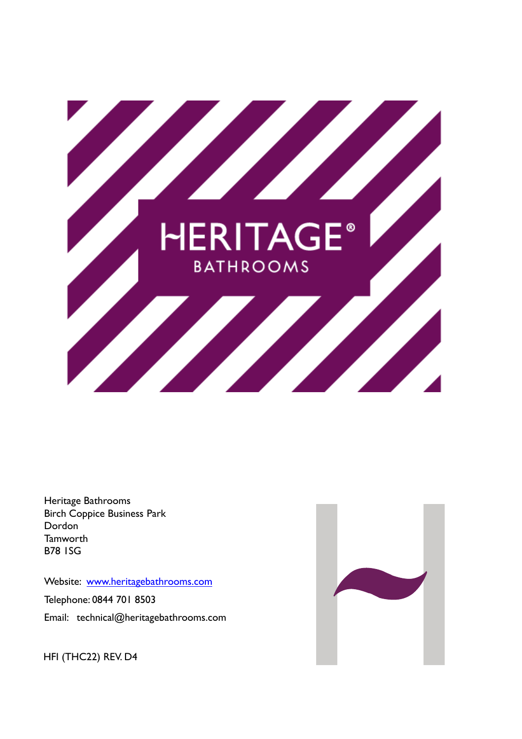HERITAGE®
BATHROOMS

Heritage Bathrooms
Birch Coppice Business Park
Dordon
Tamworth
B78 1SG

Website: [www.heritagebathrooms.com](http://www.heritagebathrooms.com)

Telephone: 0844 701 8503

Email: technical@heritagebathrooms.com

HFI (THC22) REV. D4